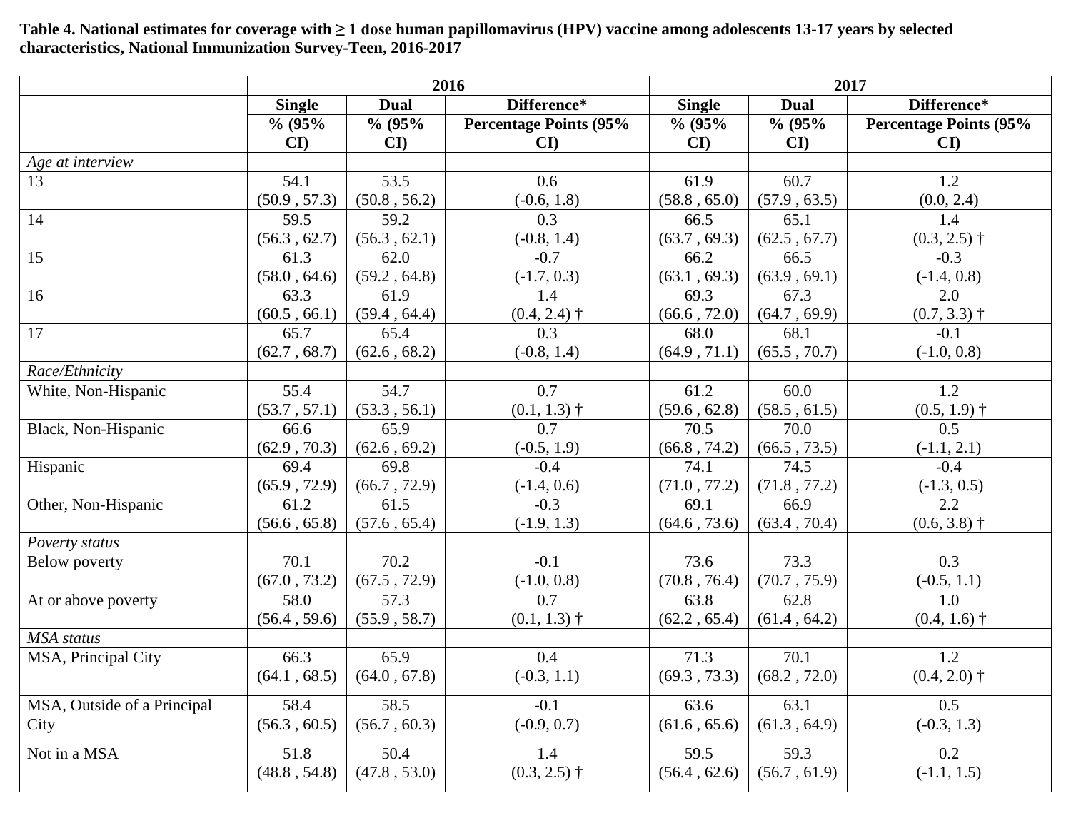**Table 4. National estimates for coverage with ≥ 1 dose human papillomavirus (HPV) vaccine among adolescents 13-17 years by selected characteristics, National Immunization Survey-Teen, 2016-2017**

| | 2016 | | | 2017 | | |
|---|---|---|---|---|---|---|
| | Single % (95% CI) | Dual % (95% CI) | Difference* Percentage Points (95% CI) | Single % (95% CI) | Dual % (95% CI) | Difference* Percentage Points (95% CI) |
| *Age at interview* | | | | | | |
| 13 | 54.1 (50.9 , 57.3) | 53.5 (50.8 , 56.2) | 0.6 (-0.6, 1.8) | 61.9 (58.8 , 65.0) | 60.7 (57.9 , 63.5) | 1.2 (0.0, 2.4) |
| 14 | 59.5 (56.3 , 62.7) | 59.2 (56.3 , 62.1) | 0.3 (-0.8, 1.4) | 66.5 (63.7 , 69.3) | 65.1 (62.5 , 67.7) | 1.4 (0.3, 2.5) † |
| 15 | 61.3 (58.0 , 64.6) | 62.0 (59.2 , 64.8) | -0.7 (-1.7, 0.3) | 66.2 (63.1 , 69.3) | 66.5 (63.9 , 69.1) | -0.3 (-1.4, 0.8) |
| 16 | 63.3 (60.5 , 66.1) | 61.9 (59.4 , 64.4) | 1.4 (0.4, 2.4) † | 69.3 (66.6 , 72.0) | 67.3 (64.7 , 69.9) | 2.0 (0.7, 3.3) † |
| 17 | 65.7 (62.7 , 68.7) | 65.4 (62.6 , 68.2) | 0.3 (-0.8, 1.4) | 68.0 (64.9 , 71.1) | 68.1 (65.5 , 70.7) | -0.1 (-1.0, 0.8) |
| *Race/Ethnicity* | | | | | | |
| White, Non-Hispanic | 55.4 (53.7 , 57.1) | 54.7 (53.3 , 56.1) | 0.7 (0.1, 1.3) † | 61.2 (59.6 , 62.8) | 60.0 (58.5 , 61.5) | 1.2 (0.5, 1.9) † |
| Black, Non-Hispanic | 66.6 (62.9 , 70.3) | 65.9 (62.6 , 69.2) | 0.7 (-0.5, 1.9) | 70.5 (66.8 , 74.2) | 70.0 (66.5 , 73.5) | 0.5 (-1.1, 2.1) |
| Hispanic | 69.4 (65.9 , 72.9) | 69.8 (66.7 , 72.9) | -0.4 (-1.4, 0.6) | 74.1 (71.0 , 77.2) | 74.5 (71.8 , 77.2) | -0.4 (-1.3, 0.5) |
| Other, Non-Hispanic | 61.2 (56.6 , 65.8) | 61.5 (57.6 , 65.4) | -0.3 (-1.9, 1.3) | 69.1 (64.6 , 73.6) | 66.9 (63.4 , 70.4) | 2.2 (0.6, 3.8) † |
| *Poverty status* | | | | | | |
| Below poverty | 70.1 (67.0 , 73.2) | 70.2 (67.5 , 72.9) | -0.1 (-1.0, 0.8) | 73.6 (70.8 , 76.4) | 73.3 (70.7 , 75.9) | 0.3 (-0.5, 1.1) |
| At or above poverty | 58.0 (56.4 , 59.6) | 57.3 (55.9 , 58.7) | 0.7 (0.1, 1.3) † | 63.8 (62.2 , 65.4) | 62.8 (61.4 , 64.2) | 1.0 (0.4, 1.6) † |
| *MSA status* | | | | | | |
| MSA, Principal City | 66.3 (64.1 , 68.5) | 65.9 (64.0 , 67.8) | 0.4 (-0.3, 1.1) | 71.3 (69.3 , 73.3) | 70.1 (68.2 , 72.0) | 1.2 (0.4, 2.0) † |
| MSA, Outside of a Principal City | 58.4 (56.3 , 60.5) | 58.5 (56.7 , 60.3) | -0.1 (-0.9, 0.7) | 63.6 (61.6 , 65.6) | 63.1 (61.3 , 64.9) | 0.5 (-0.3, 1.3) |
| Not in a MSA | 51.8 (48.8 , 54.8) | 50.4 (47.8 , 53.0) | 1.4 (0.3, 2.5) † | 59.5 (56.4 , 62.6) | 59.3 (56.7 , 61.9) | 0.2 (-1.1, 1.5) |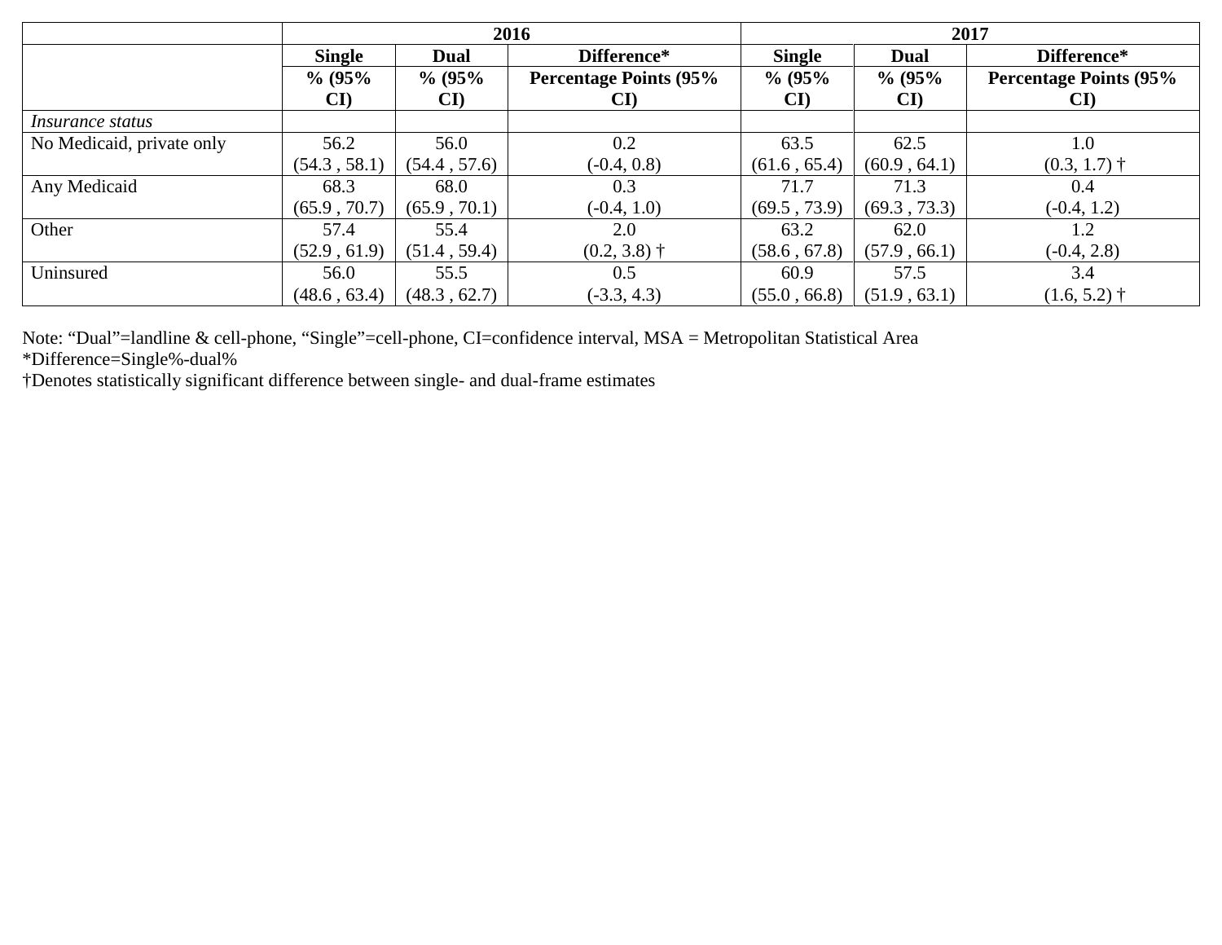| | 2016 | | | 2017 | | |
|---|---|---|---|---|---|---|
| | Single | Dual | Difference* | Single | Dual | Difference* |
| | % (95% CI) | % (95% CI) | Percentage Points (95% CI) | % (95% CI) | % (95% CI) | Percentage Points (95% CI) |
| *Insurance status* | | | | | | |
| No Medicaid, private only | 56.2 (54.3 , 58.1) | 56.0 (54.4 , 57.6) | 0.2 (-0.4, 0.8) | 63.5 (61.6 , 65.4) | 62.5 (60.9 , 64.1) | 1.0 (0.3, 1.7) † |
| Any Medicaid | 68.3 (65.9 , 70.7) | 68.0 (65.9 , 70.1) | 0.3 (-0.4, 1.0) | 71.7 (69.5 , 73.9) | 71.3 (69.3 , 73.3) | 0.4 (-0.4, 1.2) |
| Other | 57.4 (52.9 , 61.9) | 55.4 (51.4 , 59.4) | 2.0 (0.2, 3.8) † | 63.2 (58.6 , 67.8) | 62.0 (57.9 , 66.1) | 1.2 (-0.4, 2.8) |
| Uninsured | 56.0 (48.6 , 63.4) | 55.5 (48.3 , 62.7) | 0.5 (-3.3, 4.3) | 60.9 (55.0 , 66.8) | 57.5 (51.9 , 63.1) | 3.4 (1.6, 5.2) † |

Note: "Dual"=landline & cell-phone, "Single"=cell-phone, CI=confidence interval, MSA = Metropolitan Statistical Area
*Difference=Single%-dual%
†Denotes statistically significant difference between single- and dual-frame estimates